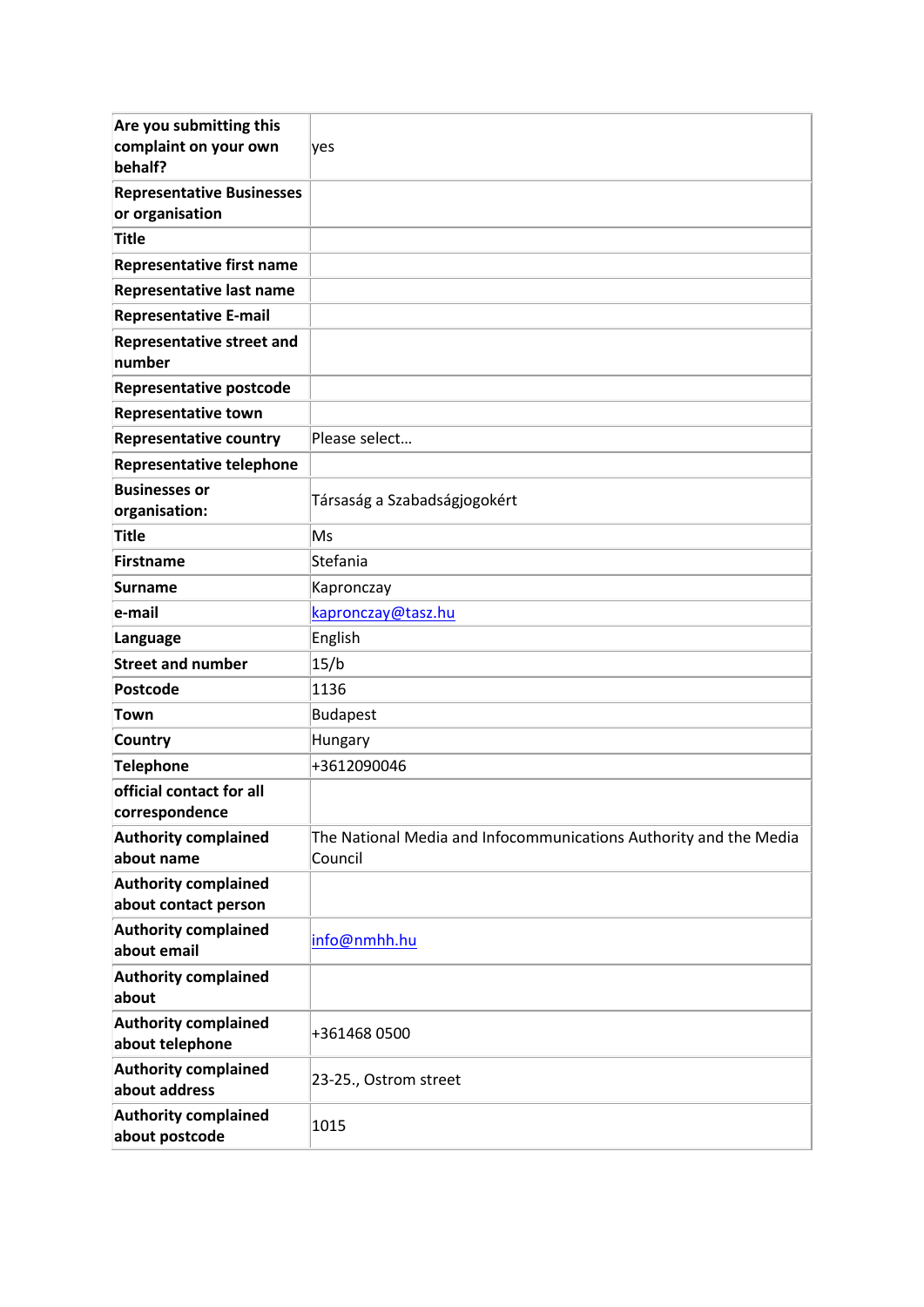| | |
|---|---|
| **Are you submitting this complaint on your own behalf?** | yes |
| **Representative Businesses or organisation** | |
| **Title** | |
| **Representative first name** | |
| **Representative last name** | |
| **Representative E-mail** | |
| **Representative street and number** | |
| **Representative postcode** | |
| **Representative town** | |
| **Representative country** | Please select... |
| **Representative telephone** | |
| **Businesses or organisation:** | Társaság a Szabadságjogokért |
| **Title** | Ms |
| **Firstname** | Stefania |
| **Surname** | Kapronczay |
| **e-mail** | kapronczay@tasz.hu |
| **Language** | English |
| **Street and number** | 15/b |
| **Postcode** | 1136 |
| **Town** | Budapest |
| **Country** | Hungary |
| **Telephone** | +3612090046 |
| **official contact for all correspondence** | |
| **Authority complained about name** | The National Media and Infocommunications Authority and the Media Council |
| **Authority complained about contact person** | |
| **Authority complained about email** | info@nmhh.hu |
| **Authority complained about** | |
| **Authority complained about telephone** | +361468 0500 |
| **Authority complained about address** | 23-25., Ostrom street |
| **Authority complained about postcode** | 1015 |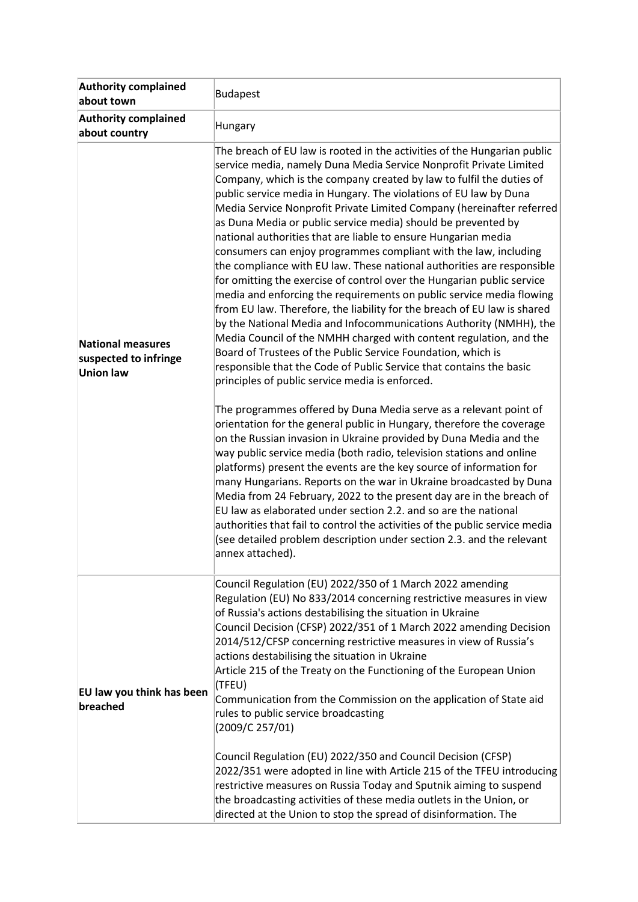| | |
|---|---|
| **Authority complained about town** | Budapest |
| **Authority complained about country** | Hungary |
| **National measures suspected to infringe Union law** | The breach of EU law is rooted in the activities of the Hungarian public service media, namely Duna Media Service Nonprofit Private Limited Company, which is the company created by law to fulfil the duties of public service media in Hungary. The violations of EU law by Duna Media Service Nonprofit Private Limited Company (hereinafter referred as Duna Media or public service media) should be prevented by national authorities that are liable to ensure Hungarian media consumers can enjoy programmes compliant with the law, including the compliance with EU law. These national authorities are responsible for omitting the exercise of control over the Hungarian public service media and enforcing the requirements on public service media flowing from EU law. Therefore, the liability for the breach of EU law is shared by the National Media and Infocommunications Authority (NMHH), the Media Council of the NMHH charged with content regulation, and the Board of Trustees of the Public Service Foundation, which is responsible that the Code of Public Service that contains the basic principles of public service media is enforced.<br><br>The programmes offered by Duna Media serve as a relevant point of orientation for the general public in Hungary, therefore the coverage on the Russian invasion in Ukraine provided by Duna Media and the way public service media (both radio, television stations and online platforms) present the events are the key source of information for many Hungarians. Reports on the war in Ukraine broadcasted by Duna Media from 24 February, 2022 to the present day are in the breach of EU law as elaborated under section 2.2. and so are the national authorities that fail to control the activities of the public service media (see detailed problem description under section 2.3. and the relevant annex attached). |
| **EU law you think has been breached** | Council Regulation (EU) 2022/350 of 1 March 2022 amending Regulation (EU) No 833/2014 concerning restrictive measures in view of Russia's actions destabilising the situation in Ukraine<br>Council Decision (CFSP) 2022/351 of 1 March 2022 amending Decision 2014/512/CFSP concerning restrictive measures in view of Russia's actions destabilising the situation in Ukraine<br>Article 215 of the Treaty on the Functioning of the European Union (TFEU)<br>Communication from the Commission on the application of State aid rules to public service broadcasting<br>(2009/C 257/01)<br><br>Council Regulation (EU) 2022/350 and Council Decision (CFSP) 2022/351 were adopted in line with Article 215 of the TFEU introducing restrictive measures on Russia Today and Sputnik aiming to suspend the broadcasting activities of these media outlets in the Union, or directed at the Union to stop the spread of disinformation. The |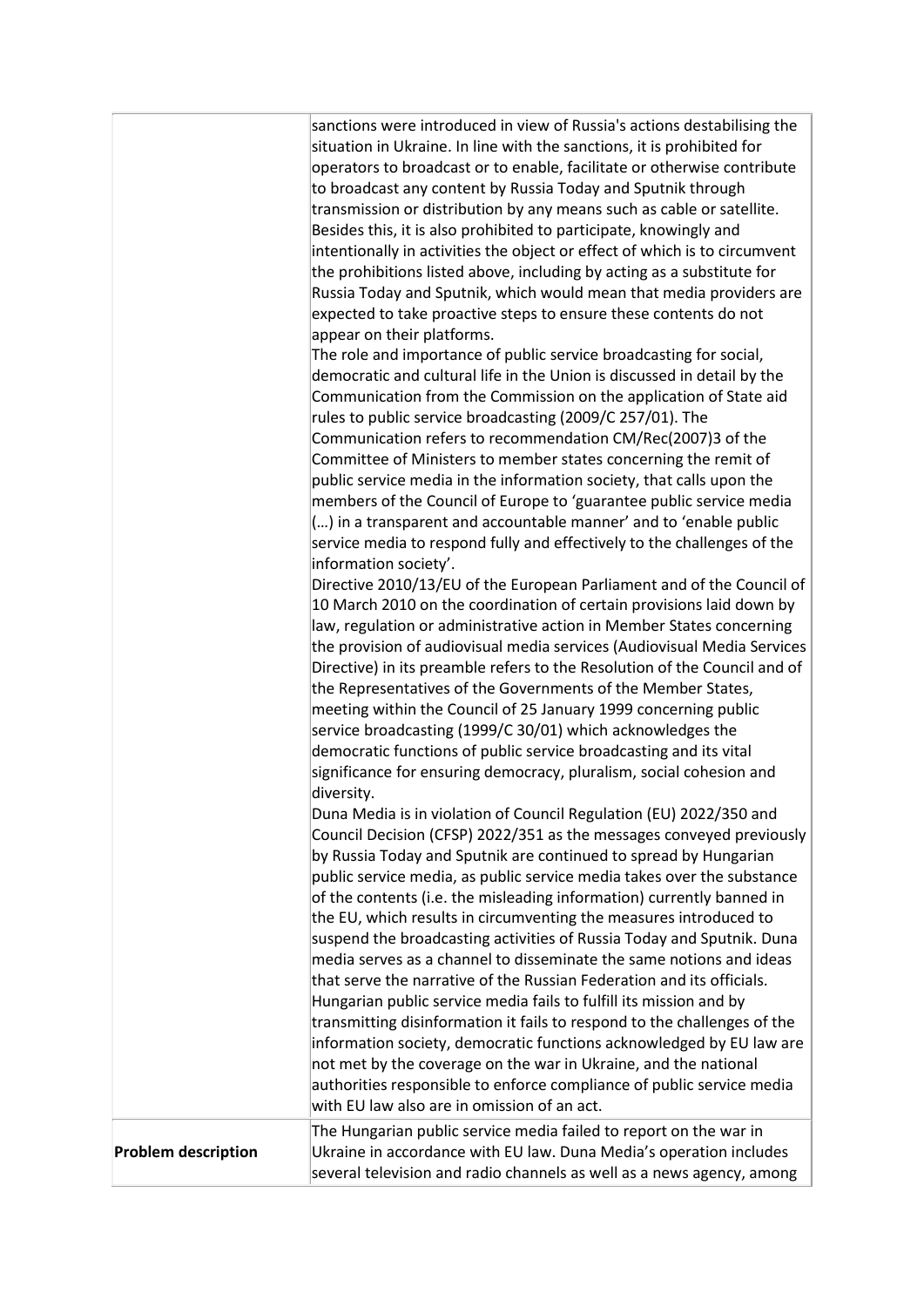| | |
|---|---|
| | sanctions were introduced in view of Russia's actions destabilising the situation in Ukraine. In line with the sanctions, it is prohibited for operators to broadcast or to enable, facilitate or otherwise contribute to broadcast any content by Russia Today and Sputnik through transmission or distribution by any means such as cable or satellite. Besides this, it is also prohibited to participate, knowingly and intentionally in activities the object or effect of which is to circumvent the prohibitions listed above, including by acting as a substitute for Russia Today and Sputnik, which would mean that media providers are expected to take proactive steps to ensure these contents do not appear on their platforms.<br>The role and importance of public service broadcasting for social, democratic and cultural life in the Union is discussed in detail by the Communication from the Commission on the application of State aid rules to public service broadcasting (2009/C 257/01). The Communication refers to recommendation CM/Rec(2007)3 of the Committee of Ministers to member states concerning the remit of public service media in the information society, that calls upon the members of the Council of Europe to 'guarantee public service media (…) in a transparent and accountable manner' and to 'enable public service media to respond fully and effectively to the challenges of the information society'.<br>Directive 2010/13/EU of the European Parliament and of the Council of 10 March 2010 on the coordination of certain provisions laid down by law, regulation or administrative action in Member States concerning the provision of audiovisual media services (Audiovisual Media Services Directive) in its preamble refers to the Resolution of the Council and of the Representatives of the Governments of the Member States, meeting within the Council of 25 January 1999 concerning public service broadcasting (1999/C 30/01) which acknowledges the democratic functions of public service broadcasting and its vital significance for ensuring democracy, pluralism, social cohesion and diversity.<br>Duna Media is in violation of Council Regulation (EU) 2022/350 and Council Decision (CFSP) 2022/351 as the messages conveyed previously by Russia Today and Sputnik are continued to spread by Hungarian public service media, as public service media takes over the substance of the contents (i.e. the misleading information) currently banned in the EU, which results in circumventing the measures introduced to suspend the broadcasting activities of Russia Today and Sputnik. Duna media serves as a channel to disseminate the same notions and ideas that serve the narrative of the Russian Federation and its officials. Hungarian public service media fails to fulfill its mission and by transmitting disinformation it fails to respond to the challenges of the information society, democratic functions acknowledged by EU law are not met by the coverage on the war in Ukraine, and the national authorities responsible to enforce compliance of public service media with EU law also are in omission of an act. |
| **Problem description** | The Hungarian public service media failed to report on the war in Ukraine in accordance with EU law. Duna Media's operation includes several television and radio channels as well as a news agency, among |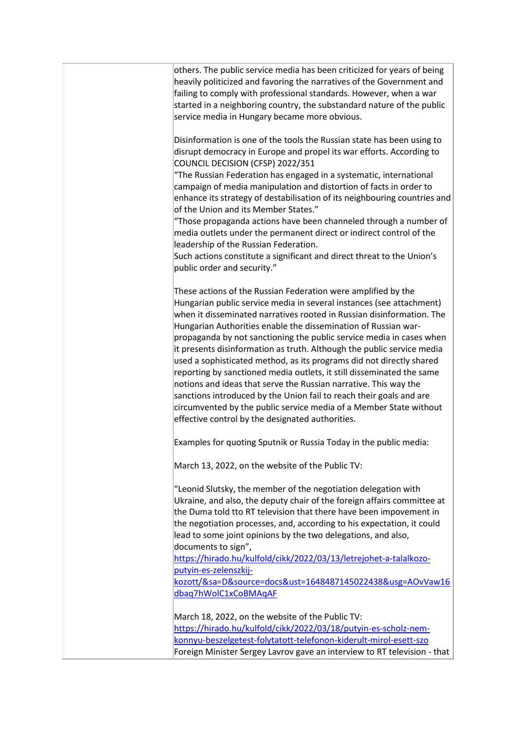| | others. The public service media has been criticized for years of being heavily politicized and favoring the narratives of the Government and failing to comply with professional standards. However, when a war started in a neighboring country, the substandard nature of the public service media in Hungary became more obvious.<br><br>Disinformation is one of the tools the Russian state has been using to disrupt democracy in Europe and propel its war efforts. According to COUNCIL DECISION (CFSP) 2022/351<br>"The Russian Federation has engaged in a systematic, international campaign of media manipulation and distortion of facts in order to enhance its strategy of destabilisation of its neighbouring countries and of the Union and its Member States."<br>"Those propaganda actions have been channeled through a number of media outlets under the permanent direct or indirect control of the leadership of the Russian Federation.<br>Such actions constitute a significant and direct threat to the Union's public order and security."<br><br>These actions of the Russian Federation were amplified by the Hungarian public service media in several instances (see attachment) when it disseminated narratives rooted in Russian disinformation. The Hungarian Authorities enable the dissemination of Russian war-propaganda by not sanctioning the public service media in cases when it presents disinformation as truth. Although the public service media used a sophisticated method, as its programs did not directly shared reporting by sanctioned media outlets, it still disseminated the same notions and ideas that serve the Russian narrative. This way the sanctions introduced by the Union fail to reach their goals and are circumvented by the public service media of a Member State without effective control by the designated authorities.<br><br>Examples for quoting Sputnik or Russia Today in the public media:<br><br>March 13, 2022, on the website of the Public TV:<br><br>"Leonid Slutsky, the member of the negotiation delegation with Ukraine, and also, the deputy chair of the foreign affairs committee at the Duma told tto RT television that there have been impovement in the negotiation processes, and, according to his expectation, it could lead to some joint opinions by the two delegations, and also, documents to sign",<br>https://hirado.hu/kulfold/cikk/2022/03/13/letrejohet-a-talalkozo-putyin-es-zelenszkij-kozott/&sa=D&source=docs&ust=1648487145022438&usg=AOvVaw16dbaq7hWolC1xCoBMAqAF<br><br>March 18, 2022, on the website of the Public TV:<br>https://hirado.hu/kulfold/cikk/2022/03/18/putyin-es-scholz-nem-konnyu-beszelgetest-folytatott-telefonon-kiderult-mirol-esett-szo<br>Foreign Minister Sergey Lavrov gave an interview to RT television - that |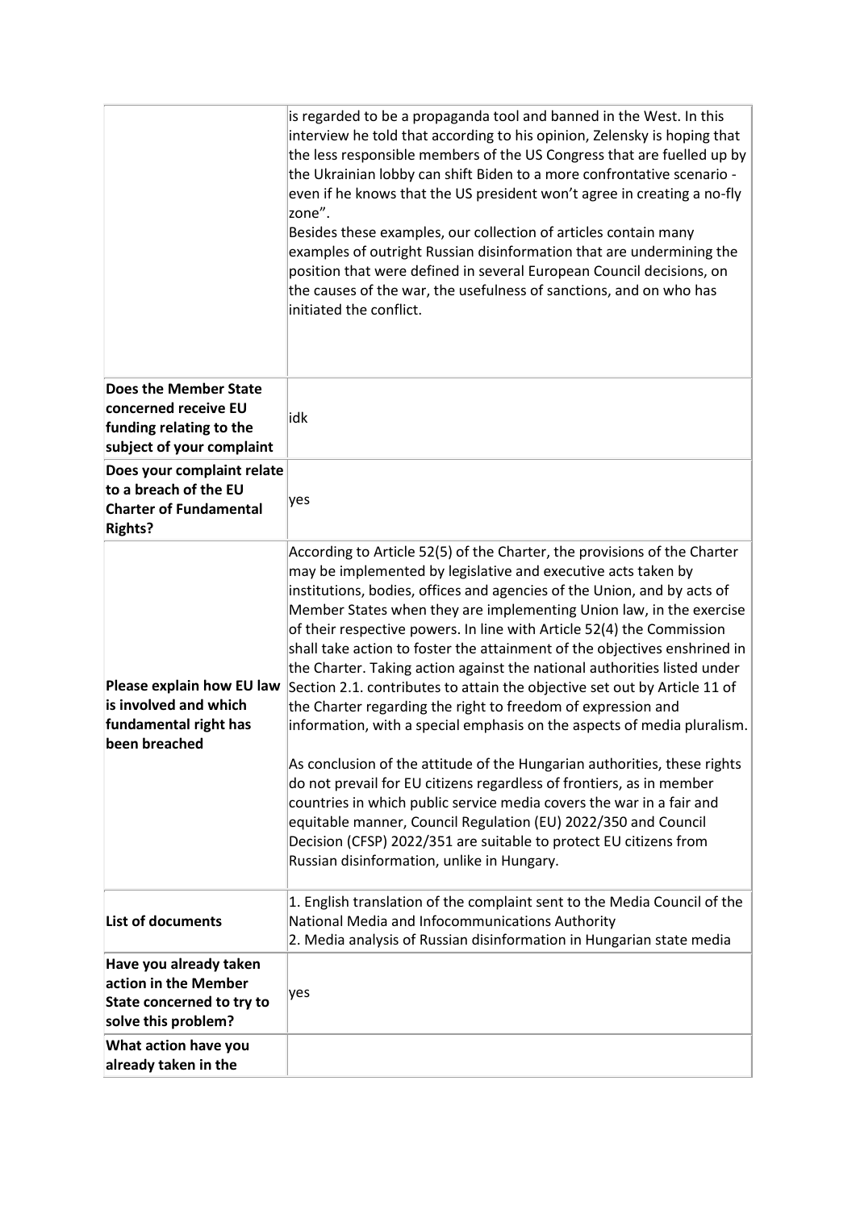| | |
|---|---|
| | is regarded to be a propaganda tool and banned in the West. In this interview he told that according to his opinion, Zelensky is hoping that the less responsible members of the US Congress that are fuelled up by the Ukrainian lobby can shift Biden to a more confrontative scenario - even if he knows that the US president won't agree in creating a no-fly zone".<br>Besides these examples, our collection of articles contain many examples of outright Russian disinformation that are undermining the position that were defined in several European Council decisions, on the causes of the war, the usefulness of sanctions, and on who has initiated the conflict. |
| **Does the Member State concerned receive EU funding relating to the subject of your complaint** | idk |
| **Does your complaint relate to a breach of the EU Charter of Fundamental Rights?** | yes |
| **Please explain how EU law is involved and which fundamental right has been breached** | According to Article 52(5) of the Charter, the provisions of the Charter may be implemented by legislative and executive acts taken by institutions, bodies, offices and agencies of the Union, and by acts of Member States when they are implementing Union law, in the exercise of their respective powers. In line with Article 52(4) the Commission shall take action to foster the attainment of the objectives enshrined in the Charter. Taking action against the national authorities listed under Section 2.1. contributes to attain the objective set out by Article 11 of the Charter regarding the right to freedom of expression and information, with a special emphasis on the aspects of media pluralism.<br><br>As conclusion of the attitude of the Hungarian authorities, these rights do not prevail for EU citizens regardless of frontiers, as in member countries in which public service media covers the war in a fair and equitable manner, Council Regulation (EU) 2022/350 and Council Decision (CFSP) 2022/351 are suitable to protect EU citizens from Russian disinformation, unlike in Hungary. |
| **List of documents** | 1. English translation of the complaint sent to the Media Council of the National Media and Infocommunications Authority<br>2. Media analysis of Russian disinformation in Hungarian state media |
| **Have you already taken action in the Member State concerned to try to solve this problem?** | yes |
| **What action have you already taken in the** | |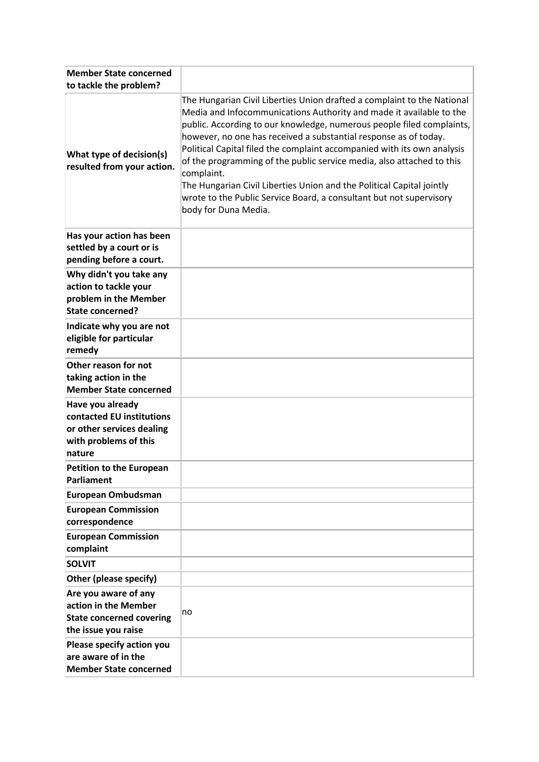| **Member State concerned to tackle the problem?** | |
|---|---|
| **What type of decision(s) resulted from your action.** | The Hungarian Civil Liberties Union drafted a complaint to the National Media and Infocommunications Authority and made it available to the public. According to our knowledge, numerous people filed complaints, however, no one has received a substantial response as of today. Political Capital filed the complaint accompanied with its own analysis of the programming of the public service media, also attached to this complaint.<br>The Hungarian Civil Liberties Union and the Political Capital jointly wrote to the Public Service Board, a consultant but not supervisory body for Duna Media. |
| **Has your action has been settled by a court or is pending before a court.** | |
| **Why didn't you take any action to tackle your problem in the Member State concerned?** | |
| **Indicate why you are not eligible for particular remedy** | |
| **Other reason for not taking action in the Member State concerned** | |
| **Have you already contacted EU institutions or other services dealing with problems of this nature** | |
| **Petition to the European Parliament** | |
| **European Ombudsman** | |
| **European Commission correspondence** | |
| **European Commission complaint** | |
| **SOLVIT** | |
| **Other (please specify)** | |
| **Are you aware of any action in the Member State concerned covering the issue you raise** | no |
| **Please specify action you are aware of in the Member State concerned** | |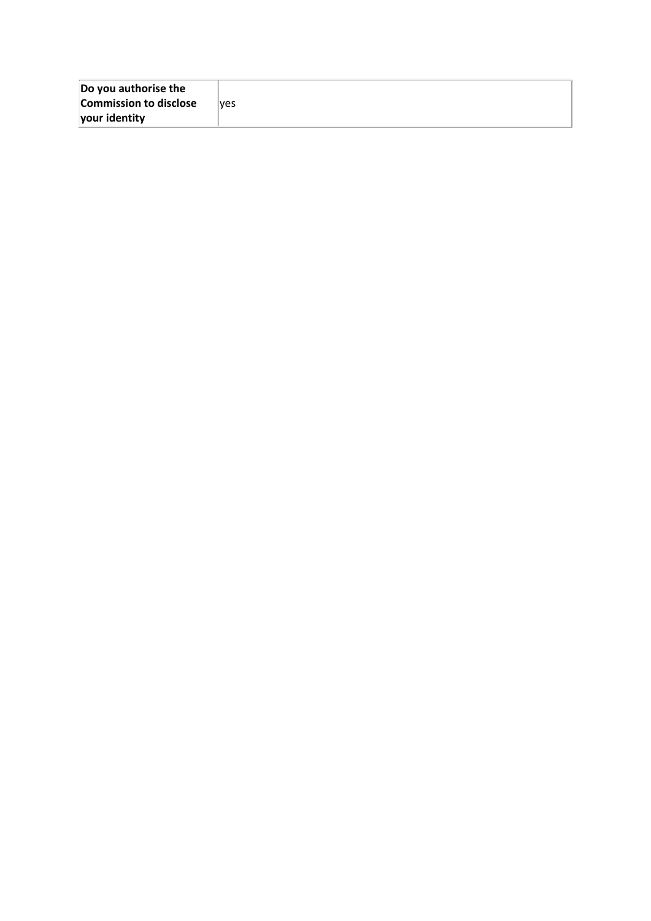| | |
|---|---|
| **Do you authorise the Commission to disclose your identity** | yes |